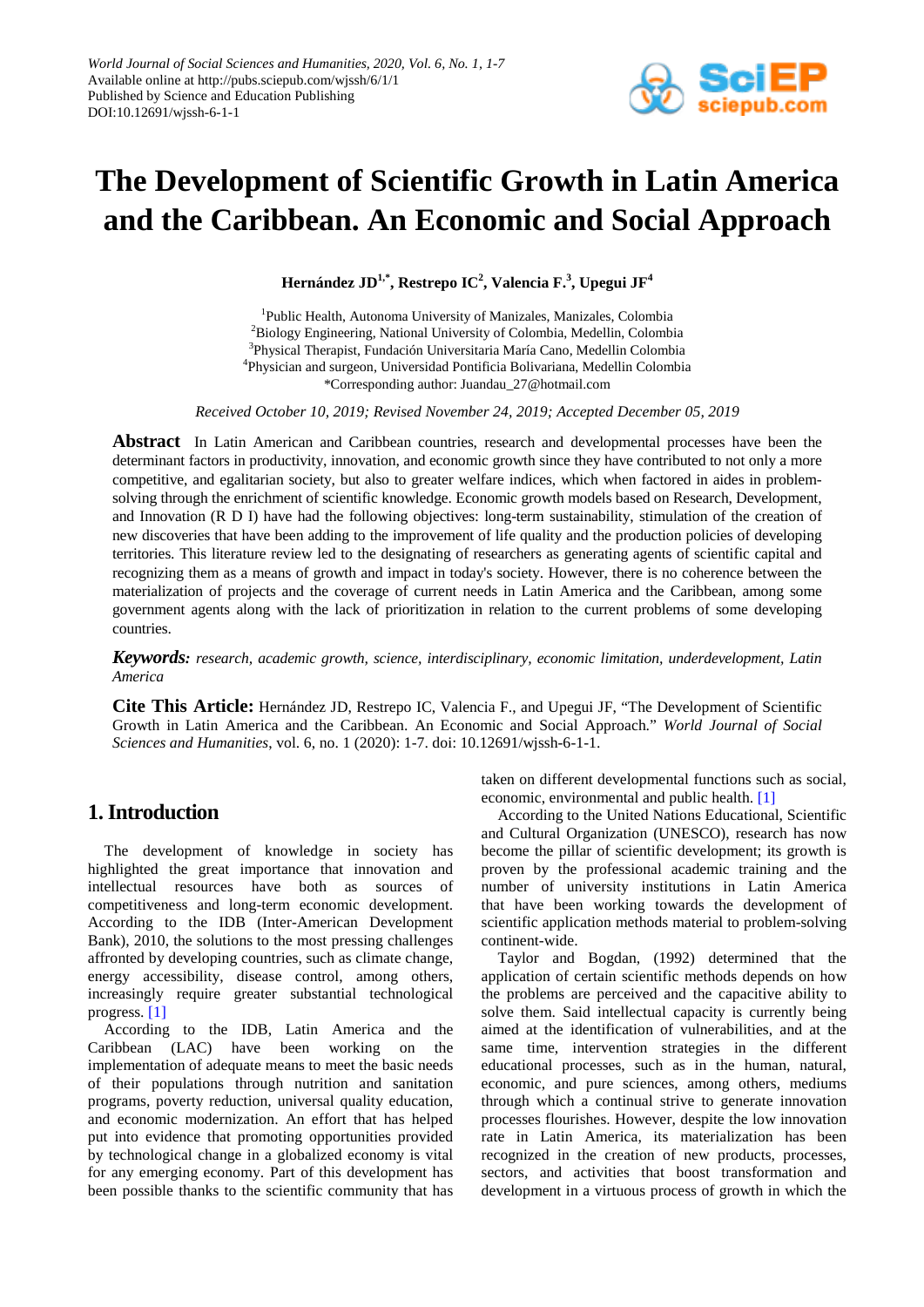# The Development of Scientific Growth in Latin America and the Caribbean. An Economic and Social Approach

**Hernández JD[1,*], Restrepo IC[2], Valencia F.[3], Upegui JF[4]**

[1]Public Health, Autonoma University of Manizales, Manizales, Colombia
[2]Biology Engineering, National University of Colombia, Medellin, Colombia
[3]Physical Therapist, Fundación Universitaria María Cano, Medellin Colombia
[4]Physician and surgeon, Universidad Pontificia Bolivariana, Medellin Colombia
*Corresponding author: Juandau_27@hotmail.com

*Received October 10, 2019; Revised November 24, 2019; Accepted December 05, 2019*

**Abstract** In Latin American and Caribbean countries, research and developmental processes have been the determinant factors in productivity, innovation, and economic growth since they have contributed to not only a more competitive, and egalitarian society, but also to greater welfare indices, which when factored in aides in problem-solving through the enrichment of scientific knowledge. Economic growth models based on Research, Development, and Innovation (R D I) have had the following objectives: long-term sustainability, stimulation of the creation of new discoveries that have been adding to the improvement of life quality and the production policies of developing territories. This literature review led to the designating of researchers as generating agents of scientific capital and recognizing them as a means of growth and impact in today's society. However, there is no coherence between the materialization of projects and the coverage of current needs in Latin America and the Caribbean, among some government agents along with the lack of prioritization in relation to the current problems of some developing countries.

***Keywords:*** *research, academic growth, science, interdisciplinary, economic limitation, underdevelopment, Latin America*

**Cite This Article:** Hernández JD, Restrepo IC, Valencia F., and Upegui JF, "The Development of Scientific Growth in Latin America and the Caribbean. An Economic and Social Approach." *World Journal of Social Sciences and Humanities*, vol. 6, no. 1 (2020): 1-7. doi: 10.12691/wjssh-6-1-1.

## 1. Introduction

The development of knowledge in society has highlighted the great importance that innovation and intellectual resources have both as sources of competitiveness and long-term economic development. According to the IDB (Inter-American Development Bank), 2010, the solutions to the most pressing challenges affronted by developing countries, such as climate change, energy accessibility, disease control, among others, increasingly require greater substantial technological progress. [1]

According to the IDB, Latin America and the Caribbean (LAC) have been working on the implementation of adequate means to meet the basic needs of their populations through nutrition and sanitation programs, poverty reduction, universal quality education, and economic modernization. An effort that has helped put into evidence that promoting opportunities provided by technological change in a globalized economy is vital for any emerging economy. Part of this development has been possible thanks to the scientific community that has taken on different developmental functions such as social, economic, environmental and public health. [1]

According to the United Nations Educational, Scientific and Cultural Organization (UNESCO), research has now become the pillar of scientific development; its growth is proven by the professional academic training and the number of university institutions in Latin America that have been working towards the development of scientific application methods material to problem-solving continent-wide.

Taylor and Bogdan, (1992) determined that the application of certain scientific methods depends on how the problems are perceived and the capacitive ability to solve them. Said intellectual capacity is currently being aimed at the identification of vulnerabilities, and at the same time, intervention strategies in the different educational processes, such as in the human, natural, economic, and pure sciences, among others, mediums through which a continual strive to generate innovation processes flourishes. However, despite the low innovation rate in Latin America, its materialization has been recognized in the creation of new products, processes, sectors, and activities that boost transformation and development in a virtuous process of growth in which the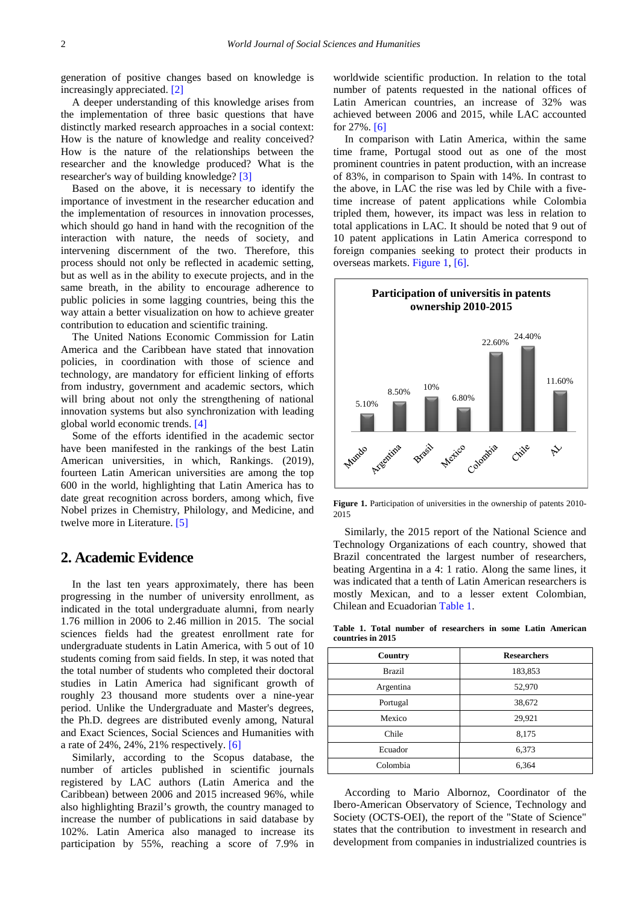generation of positive changes based on knowledge is increasingly appreciated. [2]

A deeper understanding of this knowledge arises from the implementation of three basic questions that have distinctly marked research approaches in a social context: How is the nature of knowledge and reality conceived? How is the nature of the relationships between the researcher and the knowledge produced? What is the researcher's way of building knowledge? [3]

Based on the above, it is necessary to identify the importance of investment in the researcher education and the implementation of resources in innovation processes, which should go hand in hand with the recognition of the interaction with nature, the needs of society, and intervening discernment of the two. Therefore, this process should not only be reflected in academic setting, but as well as in the ability to execute projects, and in the same breath, in the ability to encourage adherence to public policies in some lagging countries, being this the way attain a better visualization on how to achieve greater contribution to education and scientific training.

The United Nations Economic Commission for Latin America and the Caribbean have stated that innovation policies, in coordination with those of science and technology, are mandatory for efficient linking of efforts from industry, government and academic sectors, which will bring about not only the strengthening of national innovation systems but also synchronization with leading global world economic trends. [4]

Some of the efforts identified in the academic sector have been manifested in the rankings of the best Latin American universities, in which, Rankings. (2019), fourteen Latin American universities are among the top 600 in the world, highlighting that Latin America has to date great recognition across borders, among which, five Nobel prizes in Chemistry, Philology, and Medicine, and twelve more in Literature. [5]

## 2. Academic Evidence

In the last ten years approximately, there has been progressing in the number of university enrollment, as indicated in the total undergraduate alumni, from nearly 1.76 million in 2006 to 2.46 million in 2015. The social sciences fields had the greatest enrollment rate for undergraduate students in Latin America, with 5 out of 10 students coming from said fields. In step, it was noted that the total number of students who completed their doctoral studies in Latin America had significant growth of roughly 23 thousand more students over a nine-year period. Unlike the Undergraduate and Master's degrees, the Ph.D. degrees are distributed evenly among, Natural and Exact Sciences, Social Sciences and Humanities with a rate of 24%, 24%, 21% respectively. [6]

Similarly, according to the Scopus database, the number of articles published in scientific journals registered by LAC authors (Latin America and the Caribbean) between 2006 and 2015 increased 96%, while also highlighting Brazil's growth, the country managed to increase the number of publications in said database by 102%. Latin America also managed to increase its participation by 55%, reaching a score of 7.9% in worldwide scientific production. In relation to the total number of patents requested in the national offices of Latin American countries, an increase of 32% was achieved between 2006 and 2015, while LAC accounted for 27%. [6]

In comparison with Latin America, within the same time frame, Portugal stood out as one of the most prominent countries in patent production, with an increase of 83%, in comparison to Spain with 14%. In contrast to the above, in LAC the rise was led by Chile with a five-time increase of patent applications while Colombia tripled them, however, its impact was less in relation to total applications in LAC. It should be noted that 9 out of 10 patent applications in Latin America correspond to foreign companies seeking to protect their products in overseas markets. Figure 1, [6].

**Figure 1.** Participation of universities in the ownership of patents 2010-2015

Similarly, the 2015 report of the National Science and Technology Organizations of each country, showed that Brazil concentrated the largest number of researchers, beating Argentina in a 4: 1 ratio. Along the same lines, it was indicated that a tenth of Latin American researchers is mostly Mexican, and to a lesser extent Colombian, Chilean and Ecuadorian Table 1.

**Table 1. Total number of researchers in some Latin American countries in 2015**

| Country | Researchers |
|---|---|
| Brazil | 183,853 |
| Argentina | 52,970 |
| Portugal | 38,672 |
| Mexico | 29,921 |
| Chile | 8,175 |
| Ecuador | 6,373 |
| Colombia | 6,364 |

According to Mario Albornoz, Coordinator of the Ibero-American Observatory of Science, Technology and Society (OCTS-OEI), the report of the "State of Science" states that the contribution to investment in research and development from companies in industrialized countries is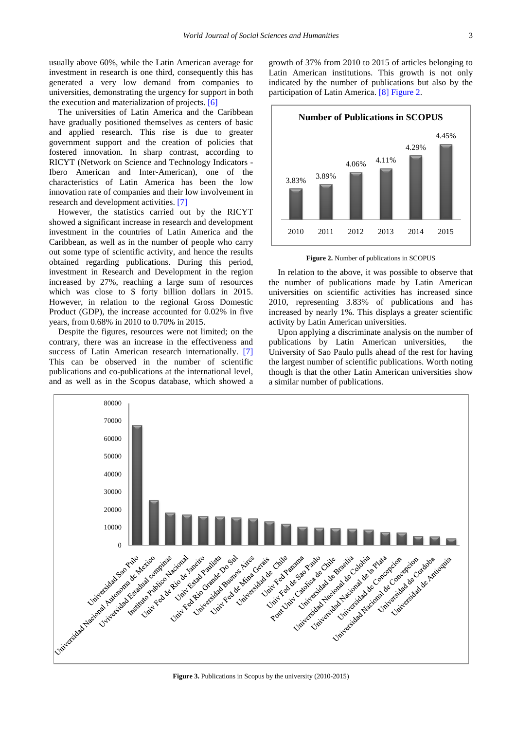usually above 60%, while the Latin American average for investment in research is one third, consequently this has generated a very low demand from companies to universities, demonstrating the urgency for support in both the execution and materialization of projects. [6]

The universities of Latin America and the Caribbean have gradually positioned themselves as centers of basic and applied research. This rise is due to greater government support and the creation of policies that fostered innovation. In sharp contrast, according to RICYT (Network on Science and Technology Indicators - Ibero American and Inter-American), one of the characteristics of Latin America has been the low innovation rate of companies and their low involvement in research and development activities. [7]

However, the statistics carried out by the RICYT showed a significant increase in research and development investment in the countries of Latin America and the Caribbean, as well as in the number of people who carry out some type of scientific activity, and hence the results obtained regarding publications. During this period, investment in Research and Development in the region increased by 27%, reaching a large sum of resources which was close to $ forty billion dollars in 2015. However, in relation to the regional Gross Domestic Product (GDP), the increase accounted for 0.02% in five years, from 0.68% in 2010 to 0.70% in 2015.

Despite the figures, resources were not limited; on the contrary, there was an increase in the effectiveness and success of Latin American research internationally. [7] This can be observed in the number of scientific publications and co-publications at the international level, and as well as in the Scopus database, which showed a growth of 37% from 2010 to 2015 of articles belonging to Latin American institutions. This growth is not only indicated by the number of publications but also by the participation of Latin America. [8] Figure 2.

**Number of Publications in SCOPUS**

| Year | 2010 | 2011 | 2012 | 2013 | 2014 | 2015 |
|---|---|---|---|---|---|---|
| Share | 3.83% | 3.89% | 4.06% | 4.11% | 4.29% | 4.45% |

**Figure 2.** Number of publications in SCOPUS

In relation to the above, it was possible to observe that the number of publications made by Latin American universities on scientific activities has increased since 2010, representing 3.83% of publications and has increased by nearly 1%. This displays a greater scientific activity by Latin American universities.

Upon applying a discriminate analysis on the number of publications by Latin American universities, the University of Sao Paulo pulls ahead of the rest for having the largest number of scientific publications. Worth noting though is that the other Latin American universities show a similar number of publications.

**Figure 3.** Publications in Scopus by the university (2010-2015)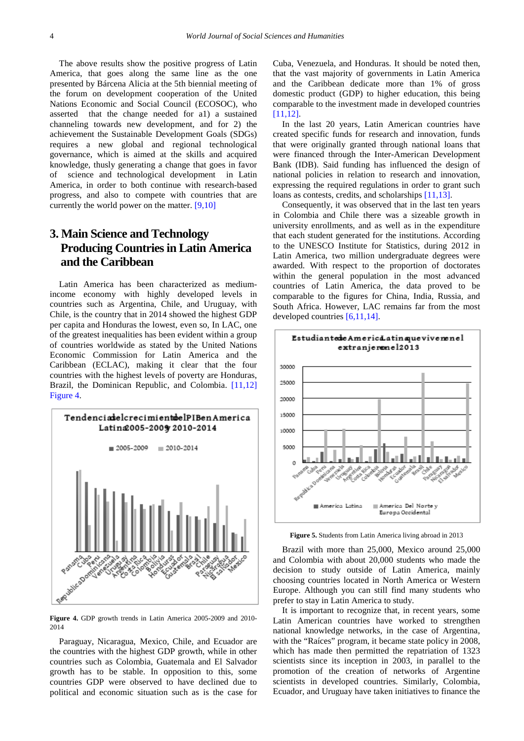The above results show the positive progress of Latin America, that goes along the same line as the one presented by Bárcena Alicia at the 5th biennial meeting of the forum on development cooperation of the United Nations Economic and Social Council (ECOSOC), who asserted that the change needed for a1) a sustained channeling towards new development, and for 2) the achievement the Sustainable Development Goals (SDGs) requires a new global and regional technological governance, which is aimed at the skills and acquired knowledge, thusly generating a change that goes in favor of science and technological development in Latin America, in order to both continue with research-based progress, and also to compete with countries that are currently the world power on the matter. [9,10]

## 3. Main Science and Technology Producing Countries in Latin America and the Caribbean

Latin America has been characterized as medium-income economy with highly developed levels in countries such as Argentina, Chile, and Uruguay, with Chile, is the country that in 2014 showed the highest GDP per capita and Honduras the lowest, even so, In LAC, one of the greatest inequalities has been evident within a group of countries worldwide as stated by the United Nations Economic Commission for Latin America and the Caribbean (ECLAC), making it clear that the four countries with the highest levels of poverty are Honduras, Brazil, the Dominican Republic, and Colombia. [11,12] Figure 4.

**Figure 4.** GDP growth trends in Latin America 2005-2009 and 2010-2014

Paraguay, Nicaragua, Mexico, Chile, and Ecuador are the countries with the highest GDP growth, while in other countries such as Colombia, Guatemala and El Salvador growth has to be stable. In opposition to this, some countries GDP were observed to have declined due to political and economic situation such as is the case for Cuba, Venezuela, and Honduras. It should be noted then, that the vast majority of governments in Latin America and the Caribbean dedicate more than 1% of gross domestic product (GDP) to higher education, this being comparable to the investment made in developed countries [11,12].

In the last 20 years, Latin American countries have created specific funds for research and innovation, funds that were originally granted through national loans that were financed through the Inter-American Development Bank (IDB). Said funding has influenced the design of national policies in relation to research and innovation, expressing the required regulations in order to grant such loans as contests, credits, and scholarships [11,13].

Consequently, it was observed that in the last ten years in Colombia and Chile there was a sizeable growth in university enrollments, and as well as in the expenditure that each student generated for the institutions. According to the UNESCO Institute for Statistics, during 2012 in Latin America, two million undergraduate degrees were awarded. With respect to the proportion of doctorates within the general population in the most advanced countries of Latin America, the data proved to be comparable to the figures for China, India, Russia, and South Africa. However, LAC remains far from the most developed countries [6,11,14].

**Figure 5.** Students from Latin America living abroad in 2013

Brazil with more than 25,000, Mexico around 25,000 and Colombia with about 20,000 students who made the decision to study outside of Latin America, mainly choosing countries located in North America or Western Europe. Although you can still find many students who prefer to stay in Latin America to study.

It is important to recognize that, in recent years, some Latin American countries have worked to strengthen national knowledge networks, in the case of Argentina, with the "Raíces" program, it became state policy in 2008, which has made then permitted the repatriation of 1323 scientists since its inception in 2003, in parallel to the promotion of the creation of networks of Argentine scientists in developed countries. Similarly, Colombia, Ecuador, and Uruguay have taken initiatives to finance the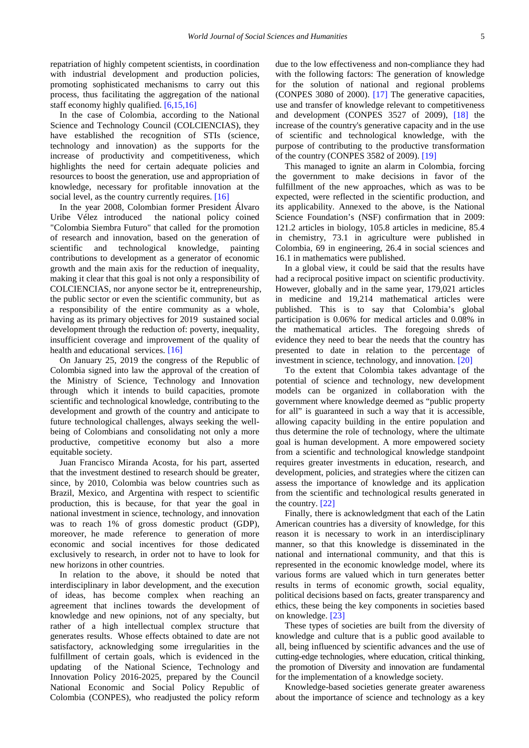repatriation of highly competent scientists, in coordination with industrial development and production policies, promoting sophisticated mechanisms to carry out this process, thus facilitating the aggregation of the national staff economy highly qualified. [6,15,16]

In the case of Colombia, according to the National Science and Technology Council (COLCIENCIAS), they have established the recognition of STIs (science, technology and innovation) as the supports for the increase of productivity and competitiveness, which highlights the need for certain adequate policies and resources to boost the generation, use and appropriation of knowledge, necessary for profitable innovation at the social level, as the country currently requires. [16]

In the year 2008, Colombian former President Álvaro Uribe Vélez introduced the national policy coined "Colombia Siembra Futuro" that called for the promotion of research and innovation, based on the generation of scientific and technological knowledge, painting contributions to development as a generator of economic growth and the main axis for the reduction of inequality, making it clear that this goal is not only a responsibility of COLCIENCIAS, nor anyone sector be it, entrepreneurship, the public sector or even the scientific community, but as a responsibility of the entire community as a whole, having as its primary objectives for 2019 sustained social development through the reduction of: poverty, inequality, insufficient coverage and improvement of the quality of health and educational services. [16]

On January 25, 2019 the congress of the Republic of Colombia signed into law the approval of the creation of the Ministry of Science, Technology and Innovation through which it intends to build capacities, promote scientific and technological knowledge, contributing to the development and growth of the country and anticipate to future technological challenges, always seeking the well-being of Colombians and consolidating not only a more productive, competitive economy but also a more equitable society.

Juan Francisco Miranda Acosta, for his part, asserted that the investment destined to research should be greater, since, by 2010, Colombia was below countries such as Brazil, Mexico, and Argentina with respect to scientific production, this is because, for that year the goal in national investment in science, technology, and innovation was to reach 1% of gross domestic product (GDP), moreover, he made reference to generation of more economic and social incentives for those dedicated exclusively to research, in order not to have to look for new horizons in other countries.

In relation to the above, it should be noted that interdisciplinary in labor development, and the execution of ideas, has become complex when reaching an agreement that inclines towards the development of knowledge and new opinions, not of any specialty, but rather of a high intellectual complex structure that generates results. Whose effects obtained to date are not satisfactory, acknowledging some irregularities in the fulfillment of certain goals, which is evidenced in the updating of the National Science, Technology and Innovation Policy 2016-2025, prepared by the Council National Economic and Social Policy Republic of Colombia (CONPES), who readjusted the policy reform due to the low effectiveness and non-compliance they had with the following factors: The generation of knowledge for the solution of national and regional problems (CONPES 3080 of 2000). [17] The generative capacities, use and transfer of knowledge relevant to competitiveness and development (CONPES 3527 of 2009), [18] the increase of the country's generative capacity and in the use of scientific and technological knowledge, with the purpose of contributing to the productive transformation of the country (CONPES 3582 of 2009). [19]

This managed to ignite an alarm in Colombia, forcing the government to make decisions in favor of the fulfillment of the new approaches, which as was to be expected, were reflected in the scientific production, and its applicability. Annexed to the above, is the National Science Foundation's (NSF) confirmation that in 2009: 121.2 articles in biology, 105.8 articles in medicine, 85.4 in chemistry, 73.1 in agriculture were published in Colombia, 69 in engineering, 26.4 in social sciences and 16.1 in mathematics were published.

In a global view, it could be said that the results have had a reciprocal positive impact on scientific productivity. However, globally and in the same year, 179,021 articles in medicine and 19,214 mathematical articles were published. This is to say that Colombia's global participation is 0.06% for medical articles and 0.08% in the mathematical articles. The foregoing shreds of evidence they need to bear the needs that the country has presented to date in relation to the percentage of investment in science, technology, and innovation. [20]

To the extent that Colombia takes advantage of the potential of science and technology, new development models can be organized in collaboration with the government where knowledge deemed as "public property for all" is guaranteed in such a way that it is accessible, allowing capacity building in the entire population and thus determine the role of technology, where the ultimate goal is human development. A more empowered society from a scientific and technological knowledge standpoint requires greater investments in education, research, and development, policies, and strategies where the citizen can assess the importance of knowledge and its application from the scientific and technological results generated in the country. [22]

Finally, there is acknowledgment that each of the Latin American countries has a diversity of knowledge, for this reason it is necessary to work in an interdisciplinary manner, so that this knowledge is disseminated in the national and international community, and that this is represented in the economic knowledge model, where its various forms are valued which in turn generates better results in terms of economic growth, social equality, political decisions based on facts, greater transparency and ethics, these being the key components in societies based on knowledge. [23]

These types of societies are built from the diversity of knowledge and culture that is a public good available to all, being influenced by scientific advances and the use of cutting-edge technologies, where education, critical thinking, the promotion of Diversity and innovation are fundamental for the implementation of a knowledge society.

Knowledge-based societies generate greater awareness about the importance of science and technology as a key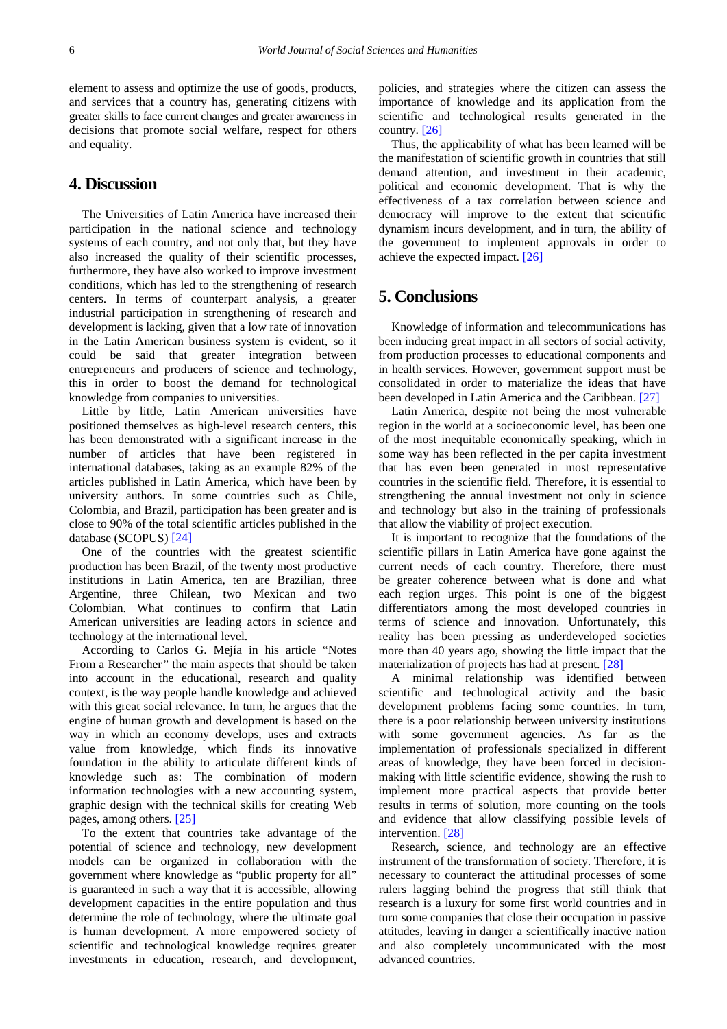element to assess and optimize the use of goods, products, and services that a country has, generating citizens with greater skills to face current changes and greater awareness in decisions that promote social welfare, respect for others and equality.

## 4. Discussion

The Universities of Latin America have increased their participation in the national science and technology systems of each country, and not only that, but they have also increased the quality of their scientific processes, furthermore, they have also worked to improve investment conditions, which has led to the strengthening of research centers. In terms of counterpart analysis, a greater industrial participation in strengthening of research and development is lacking, given that a low rate of innovation in the Latin American business system is evident, so it could be said that greater integration between entrepreneurs and producers of science and technology, this in order to boost the demand for technological knowledge from companies to universities.

Little by little, Latin American universities have positioned themselves as high-level research centers, this has been demonstrated with a significant increase in the number of articles that have been registered in international databases, taking as an example 82% of the articles published in Latin America, which have been by university authors. In some countries such as Chile, Colombia, and Brazil, participation has been greater and is close to 90% of the total scientific articles published in the database (SCOPUS) [24]

One of the countries with the greatest scientific production has been Brazil, of the twenty most productive institutions in Latin America, ten are Brazilian, three Argentine, three Chilean, two Mexican and two Colombian. What continues to confirm that Latin American universities are leading actors in science and technology at the international level.

According to Carlos G. Mejía in his article "Notes From a Researcher*"* the main aspects that should be taken into account in the educational, research and quality context, is the way people handle knowledge and achieved with this great social relevance. In turn, he argues that the engine of human growth and development is based on the way in which an economy develops, uses and extracts value from knowledge, which finds its innovative foundation in the ability to articulate different kinds of knowledge such as: The combination of modern information technologies with a new accounting system, graphic design with the technical skills for creating Web pages, among others. [25]

To the extent that countries take advantage of the potential of science and technology, new development models can be organized in collaboration with the government where knowledge as "public property for all" is guaranteed in such a way that it is accessible, allowing development capacities in the entire population and thus determine the role of technology, where the ultimate goal is human development. A more empowered society of scientific and technological knowledge requires greater investments in education, research, and development, policies, and strategies where the citizen can assess the importance of knowledge and its application from the scientific and technological results generated in the country. [26]

Thus, the applicability of what has been learned will be the manifestation of scientific growth in countries that still demand attention, and investment in their academic, political and economic development. That is why the effectiveness of a tax correlation between science and democracy will improve to the extent that scientific dynamism incurs development, and in turn, the ability of the government to implement approvals in order to achieve the expected impact. [26]

## 5. Conclusions

Knowledge of information and telecommunications has been inducing great impact in all sectors of social activity, from production processes to educational components and in health services. However, government support must be consolidated in order to materialize the ideas that have been developed in Latin America and the Caribbean. [27]

Latin America, despite not being the most vulnerable region in the world at a socioeconomic level, has been one of the most inequitable economically speaking, which in some way has been reflected in the per capita investment that has even been generated in most representative countries in the scientific field. Therefore, it is essential to strengthening the annual investment not only in science and technology but also in the training of professionals that allow the viability of project execution.

It is important to recognize that the foundations of the scientific pillars in Latin America have gone against the current needs of each country. Therefore, there must be greater coherence between what is done and what each region urges. This point is one of the biggest differentiators among the most developed countries in terms of science and innovation. Unfortunately, this reality has been pressing as underdeveloped societies more than 40 years ago, showing the little impact that the materialization of projects has had at present. [28]

A minimal relationship was identified between scientific and technological activity and the basic development problems facing some countries. In turn, there is a poor relationship between university institutions with some government agencies. As far as the implementation of professionals specialized in different areas of knowledge, they have been forced in decision-making with little scientific evidence, showing the rush to implement more practical aspects that provide better results in terms of solution, more counting on the tools and evidence that allow classifying possible levels of intervention. [28]

Research, science, and technology are an effective instrument of the transformation of society. Therefore, it is necessary to counteract the attitudinal processes of some rulers lagging behind the progress that still think that research is a luxury for some first world countries and in turn some companies that close their occupation in passive attitudes, leaving in danger a scientifically inactive nation and also completely uncommunicated with the most advanced countries.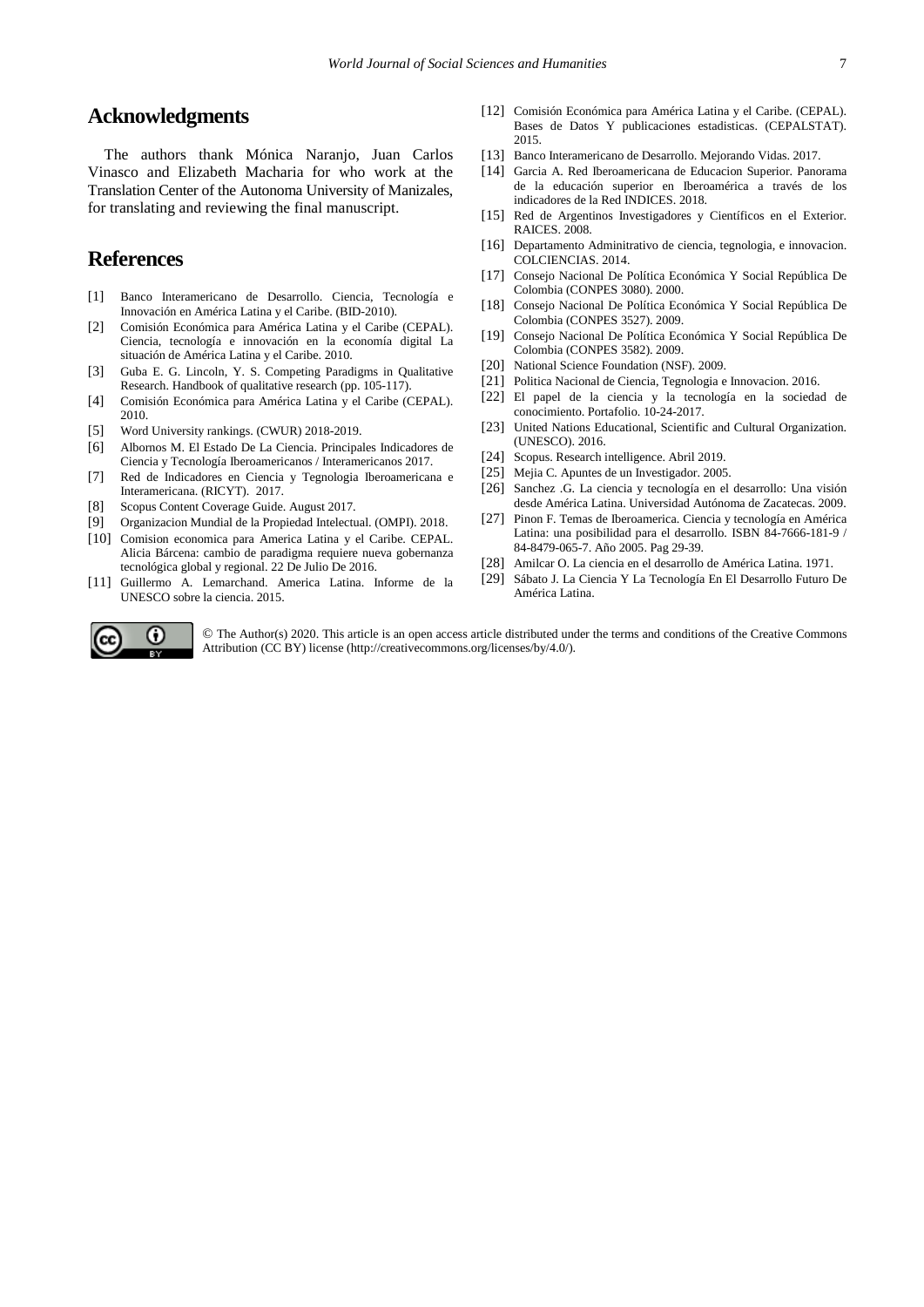## Acknowledgments

The authors thank Mónica Naranjo, Juan Carlos Vinasco and Elizabeth Macharia for who work at the Translation Center of the Autonoma University of Manizales, for translating and reviewing the final manuscript.

## References

[1] Banco Interamericano de Desarrollo. Ciencia, Tecnología e Innovación en América Latina y el Caribe. (BID-2010).

[2] Comisión Económica para América Latina y el Caribe (CEPAL). Ciencia, tecnología e innovación en la economía digital La situación de América Latina y el Caribe. 2010.

[3] Guba E. G. Lincoln, Y. S. Competing Paradigms in Qualitative Research. Handbook of qualitative research (pp. 105-117).

[4] Comisión Económica para América Latina y el Caribe (CEPAL). 2010.

[5] Word University rankings. (CWUR) 2018-2019.

[6] Albornos M. El Estado De La Ciencia. Principales Indicadores de Ciencia y Tecnología Iberoamericanos / Interamericanos 2017.

[7] Red de Indicadores en Ciencia y Tegnologia Iberoamericana e Interamericana. (RICYT). 2017.

[8] Scopus Content Coverage Guide. August 2017.

[9] Organizacion Mundial de la Propiedad Intelectual. (OMPI). 2018.

[10] Comision economica para America Latina y el Caribe. CEPAL. Alicia Bárcena: cambio de paradigma requiere nueva gobernanza tecnológica global y regional. 22 De Julio De 2016.

[11] Guillermo A. Lemarchand. America Latina. Informe de la UNESCO sobre la ciencia. 2015.

[12] Comisión Económica para América Latina y el Caribe. (CEPAL). Bases de Datos Y publicaciones estadisticas. (CEPALSTAT). 2015.

[13] Banco Interamericano de Desarrollo. Mejorando Vidas. 2017.

[14] Garcia A. Red Iberoamericana de Educacion Superior. Panorama de la educación superior en Iberoamérica a través de los indicadores de la Red INDICES. 2018.

[15] Red de Argentinos Investigadores y Científicos en el Exterior. RAICES. 2008.

[16] Departamento Adminitrativo de ciencia, tegnologia, e innovacion. COLCIENCIAS. 2014.

[17] Consejo Nacional De Política Económica Y Social República De Colombia (CONPES 3080). 2000.

[18] Consejo Nacional De Política Económica Y Social República De Colombia (CONPES 3527). 2009.

[19] Consejo Nacional De Política Económica Y Social República De Colombia (CONPES 3582). 2009.

[20] National Science Foundation (NSF). 2009.

[21] Politica Nacional de Ciencia, Tegnologia e Innovacion. 2016.

[22] El papel de la ciencia y la tecnología en la sociedad de conocimiento. Portafolio. 10-24-2017.

[23] United Nations Educational, Scientific and Cultural Organization. (UNESCO). 2016.

[24] Scopus. Research intelligence. Abril 2019.

[25] Mejia C. Apuntes de un Investigador. 2005.

[26] Sanchez .G. La ciencia y tecnología en el desarrollo: Una visión desde América Latina. Universidad Autónoma de Zacatecas. 2009.

[27] Pinon F. Temas de Iberoamerica. Ciencia y tecnología en América Latina: una posibilidad para el desarrollo. ISBN 84-7666-181-9 / 84-8479-065-7. Año 2005. Pag 29-39.

[28] Amilcar O. La ciencia en el desarrollo de América Latina. 1971.

[29] Sábato J. La Ciencia Y La Tecnología En El Desarrollo Futuro De América Latina.

© The Author(s) 2020. This article is an open access article distributed under the terms and conditions of the Creative Commons Attribution (CC BY) license (http://creativecommons.org/licenses/by/4.0/).